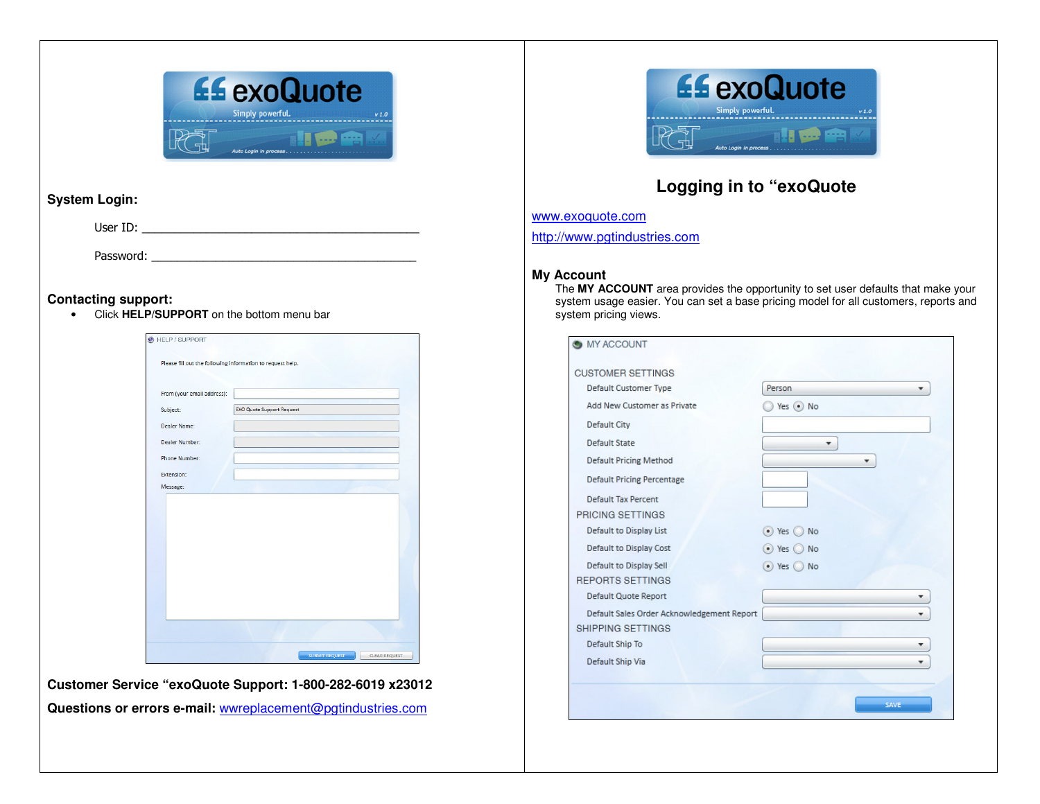**System Login:**

User ID: ___________________________________________

Password: __________________________________________

**Contacting support:**

- Click **HELP/SUPPORT** on the bottom menu bar

HELP / SUPPORT

Please fill out the following information to request help.

From (your email address):

Subject: EXO Quote Support Request

Dealer Name:

Dealer Number:

Phone Number:

Extension:

Message:

SUBMIT REQUEST | CLEAR REQUEST

**Customer Service "exoQuote Support: 1-800-282-6019 x23012**

**Questions or errors e-mail:** wwreplacement@pgtindustries.com

## Logging in to "exoQuote

www.exoquote.com

http://www.pgtindustries.com

**My Account**

The **MY ACCOUNT** area provides the opportunity to set user defaults that make your system usage easier. You can set a base pricing model for all customers, reports and system pricing views.

MY ACCOUNT

CUSTOMER SETTINGS

- Default Customer Type: Person
- Add New Customer as Private: Yes / No
- Default City
- Default State
- Default Pricing Method
- Default Pricing Percentage
- Default Tax Percent

PRICING SETTINGS

- Default to Display List: Yes / No
- Default to Display Cost: Yes / No
- Default to Display Sell: Yes / No

REPORTS SETTINGS

- Default Quote Report
- Default Sales Order Acknowledgement Report

SHIPPING SETTINGS

- Default Ship To
- Default Ship Via

SAVE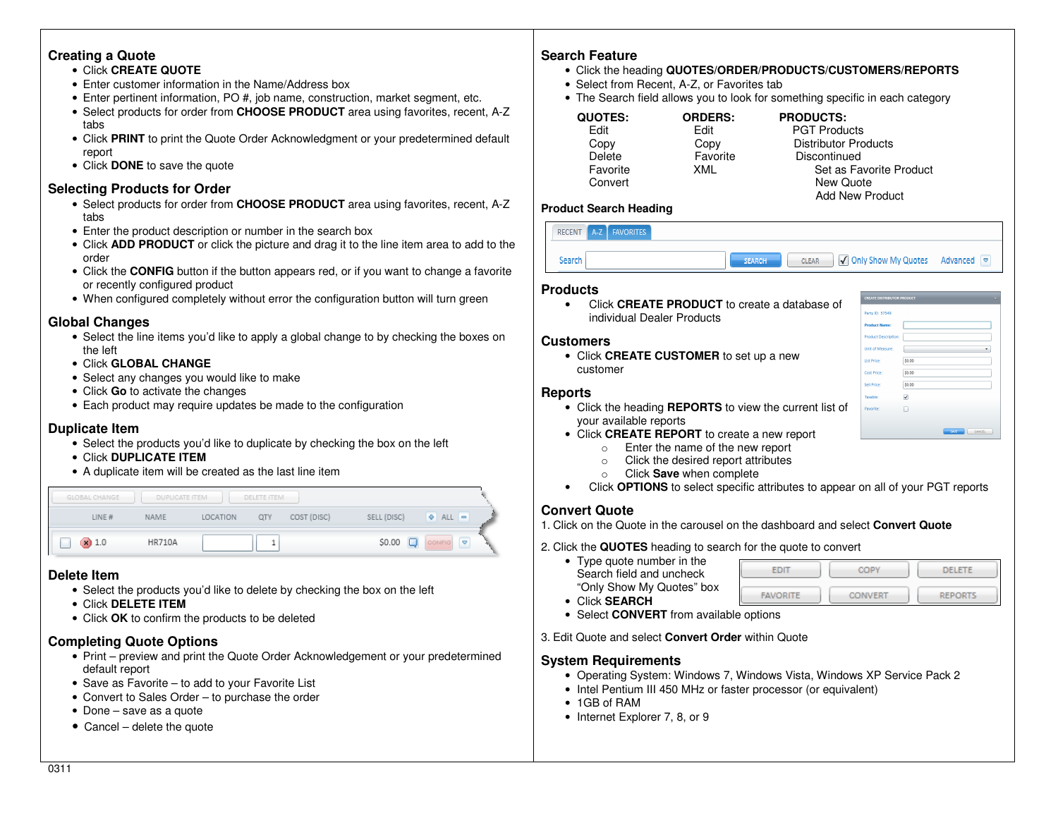## Creating a Quote

- Click **CREATE QUOTE**
- Enter customer information in the Name/Address box
- Enter pertinent information, PO #, job name, construction, market segment, etc.
- Select products for order from **CHOOSE PRODUCT** area using favorites, recent, A-Z tabs
- Click **PRINT** to print the Quote Order Acknowledgment or your predetermined default report
- Click **DONE** to save the quote

## Selecting Products for Order

- Select products for order from **CHOOSE PRODUCT** area using favorites, recent, A-Z tabs
- Enter the product description or number in the search box
- Click **ADD PRODUCT** or click the picture and drag it to the line item area to add to the order
- Click the **CONFIG** button if the button appears red, or if you want to change a favorite or recently configured product
- When configured completely without error the configuration button will turn green

## Global Changes

- Select the line items you'd like to apply a global change to by checking the boxes on the left
- Click **GLOBAL CHANGE**
- Select any changes you would like to make
- Click **Go** to activate the changes
- Each product may require updates be made to the configuration

## Duplicate Item

- Select the products you'd like to duplicate by checking the box on the left
- Click **DUPLICATE ITEM**
- A duplicate item will be created as the last line item

GLOBAL CHANGE | DUPLICATE ITEM | DELETE ITEM

| LINE # | NAME | LOCATION | QTY | COST (DISC) | SELL (DISC) | ALL |
|---|---|---|---|---|---|---|
| 1.0 | HR710A | | 1 | | $0.00 | CONFIG |

## Delete Item

- Select the products you'd like to delete by checking the box on the left
- Click **DELETE ITEM**
- Click **OK** to confirm the products to be deleted

## Completing Quote Options

- Print – preview and print the Quote Order Acknowledgement or your predetermined default report
- Save as Favorite – to add to your Favorite List
- Convert to Sales Order – to purchase the order
- Done – save as a quote
- Cancel – delete the quote

## Search Feature

- Click the heading **QUOTES**/**ORDER**/**PRODUCTS**/**CUSTOMERS**/**REPORTS**
- Select from Recent, A-Z, or Favorites tab
- The Search field allows you to look for something specific in each category

**QUOTES:**
- Edit
- Copy
- Delete
- Favorite
- Convert

**ORDERS:**
- Edit
- Copy
- Favorite
- XML

**PRODUCTS:**
- PGT Products
- Distributor Products
- Discontinued
  - Set as Favorite Product
  - New Quote
  - Add New Product

**Product Search Heading**

RECENT | A-Z | FAVORITES

Search | SEARCH | CLEAR | Only Show My Quotes | Advanced

## Products

- Click **CREATE PRODUCT** to create a database of individual Dealer Products

## Customers

- Click **CREATE CUSTOMER** to set up a new customer

## Reports

- Click the heading **REPORTS** to view the current list of your available reports
- Click **CREATE REPORT** to create a new report
  - Enter the name of the new report
  - Click the desired report attributes
  - Click **Save** when complete
- Click **OPTIONS** to select specific attributes to appear on all of your PGT reports

## Convert Quote

1. Click on the Quote in the carousel on the dashboard and select **Convert Quote**

2. Click the **QUOTES** heading to search for the quote to convert
   - Type quote number in the Search field and uncheck "Only Show My Quotes" box
   - Click **SEARCH**
   - Select **CONVERT** from available options

   EDIT | COPY | DELETE | FAVORITE | CONVERT | REPORTS

3. Edit Quote and select **Convert Order** within Quote

## System Requirements

- Operating System: Windows 7, Windows Vista, Windows XP Service Pack 2
- Intel Pentium III 450 MHz or faster processor (or equivalent)
- 1GB of RAM
- Internet Explorer 7, 8, or 9

0311